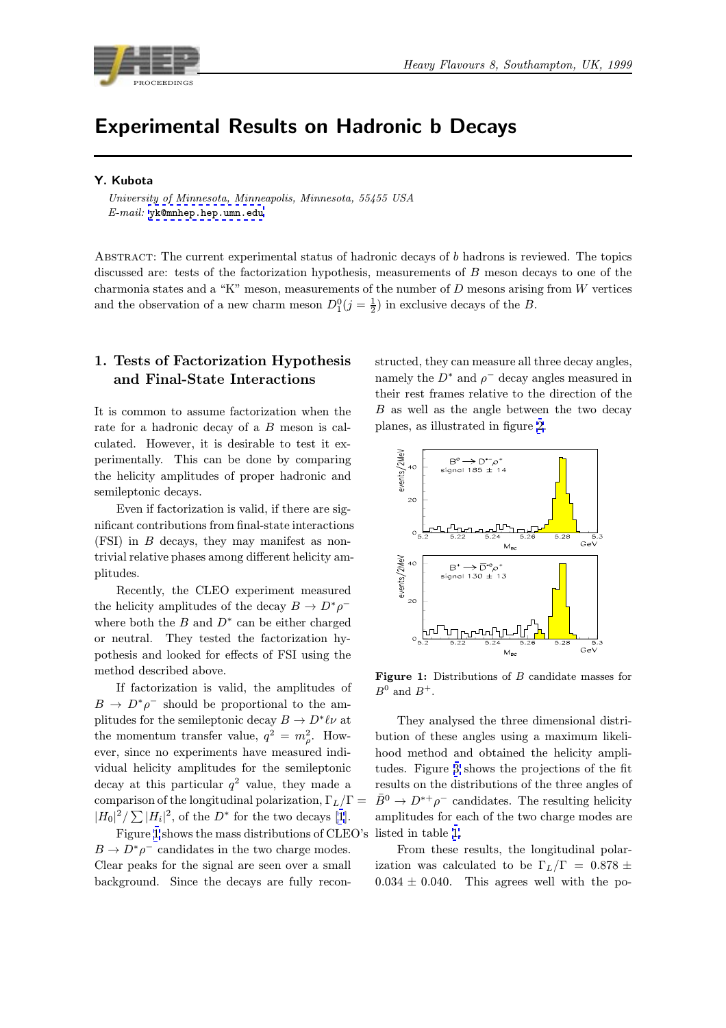# Experimental Results on Hadronic b Decays

**Y. Kubota**

*University of Minnesota, Minneapolis, Minnesota, 55455 USA*
*E-mail:* yk@mnhep.hep.umn.edu

ABSTRACT: The current experimental status of hadronic decays of $b$ hadrons is reviewed. The topics discussed are: tests of the factorization hypothesis, measurements of $B$ meson decays to one of the charmonia states and a "K" meson, measurements of the number of $D$ mesons arising from $W$ vertices and the observation of a new charm meson $D_1^0(j = \frac{1}{2})$ in exclusive decays of the $B$.

## 1. Tests of Factorization Hypothesis and Final-State Interactions

It is common to assume factorization when the rate for a hadronic decay of a $B$ meson is calculated. However, it is desirable to test it experimentally. This can be done by comparing the helicity amplitudes of proper hadronic and semileptonic decays.

Even if factorization is valid, if there are significant contributions from final-state interactions (FSI) in $B$ decays, they may manifest as non-trivial relative phases among different helicity amplitudes.

Recently, the CLEO experiment measured the helicity amplitudes of the decay $B \to D^* \rho^-$ where both the $B$ and $D^*$ can be either charged or neutral. They tested the factorization hypothesis and looked for effects of FSI using the method described above.

If factorization is valid, the amplitudes of $B \to D^* \rho^-$ should be proportional to the amplitudes for the semileptonic decay $B \to D^* \ell \nu$ at the momentum transfer value, $q^2 = m_\rho^2$. However, since no experiments have measured individual helicity amplitudes for the semileptonic decay at this particular $q^2$ value, they made a comparison of the longitudinal polarization, $\Gamma_L/\Gamma = |H_0|^2/\sum |H_i|^2$, of the $D^*$ for the two decays [1].

Figure 1 shows the mass distributions of CLEO's $B \to D^* \rho^-$ candidates in the two charge modes. Clear peaks for the signal are seen over a small background. Since the decays are fully reconstructed, they can measure all three decay angles, namely the $D^*$ and $\rho^-$ decay angles measured in their rest frames relative to the direction of the $B$ as well as the angle between the two decay planes, as illustrated in figure 2.

**Figure 1:** Distributions of $B$ candidate masses for $B^0$ and $B^+$.

They analysed the three dimensional distribution of these angles using a maximum likelihood method and obtained the helicity amplitudes. Figure 3 shows the projections of the fit results on the distributions of the three angles of $\bar{B}^0 \to D^{*+} \rho^-$ candidates. The resulting helicity amplitudes for each of the two charge modes are listed in table 1.

From these results, the longitudinal polarization was calculated to be $\Gamma_L/\Gamma = 0.878 \pm 0.034 \pm 0.040$. This agrees well with the po-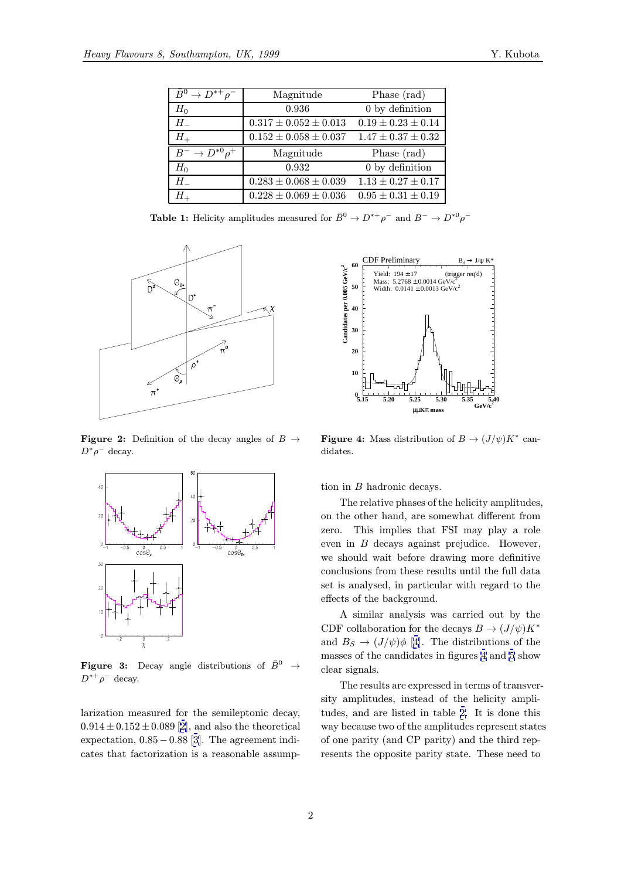| $\bar{B}^0 \to D^{*+}\rho^-$ | Magnitude | Phase (rad) |
|---|---|---|
| $H_0$ | 0.936 | 0 by definition |
| $H_-$ | $0.317 \pm 0.052 \pm 0.013$ | $0.19 \pm 0.23 \pm 0.14$ |
| $H_+$ | $0.152 \pm 0.058 \pm 0.037$ | $1.47 \pm 0.37 \pm 0.32$ |
| $B^- \to D^{*0}\rho^+$ | Magnitude | Phase (rad) |
| $H_0$ | 0.932 | 0 by definition |
| $H_-$ | $0.283 \pm 0.068 \pm 0.039$ | $1.13 \pm 0.27 \pm 0.17$ |
| $H_+$ | $0.228 \pm 0.069 \pm 0.036$ | $0.95 \pm 0.31 \pm 0.19$ |

**Table 1:** Helicity amplitudes measured for $\bar{B}^0 \to D^{*+}\rho^-$ and $B^- \to D^{*0}\rho^-$

**Figure 2:** Definition of the decay angles of $B \to D^*\rho^-$ decay.

**Figure 3:** Decay angle distributions of $\bar{B}^0 \to D^{*+}\rho^-$ decay.

larization measured for the semileptonic decay, $0.914 \pm 0.152 \pm 0.089$ [2], and also the theoretical expectation, $0.85 - 0.88$ [3]. The agreement indicates that factorization is a reasonable assumption in $B$ hadronic decays.

**Figure 4:** Mass distribution of $B \to (J/\psi)K^*$ candidates.

The relative phases of the helicity amplitudes, on the other hand, are somewhat different from zero. This implies that FSI may play a role even in $B$ decays against prejudice. However, we should wait before drawing more definitive conclusions from these results until the full data set is analysed, in particular with regard to the effects of the background.

A similar analysis was carried out by the CDF collaboration for the decays $B \to (J/\psi)K^*$ and $B_S \to (J/\psi)\phi$ [4]. The distributions of the masses of the candidates in figures 4 and 5 show clear signals.

The results are expressed in terms of transversity amplitudes, instead of the helicity amplitudes, and are listed in table 2. It is done this way because two of the amplitudes represent states of one parity (and CP parity) and the third represents the opposite parity state. These need to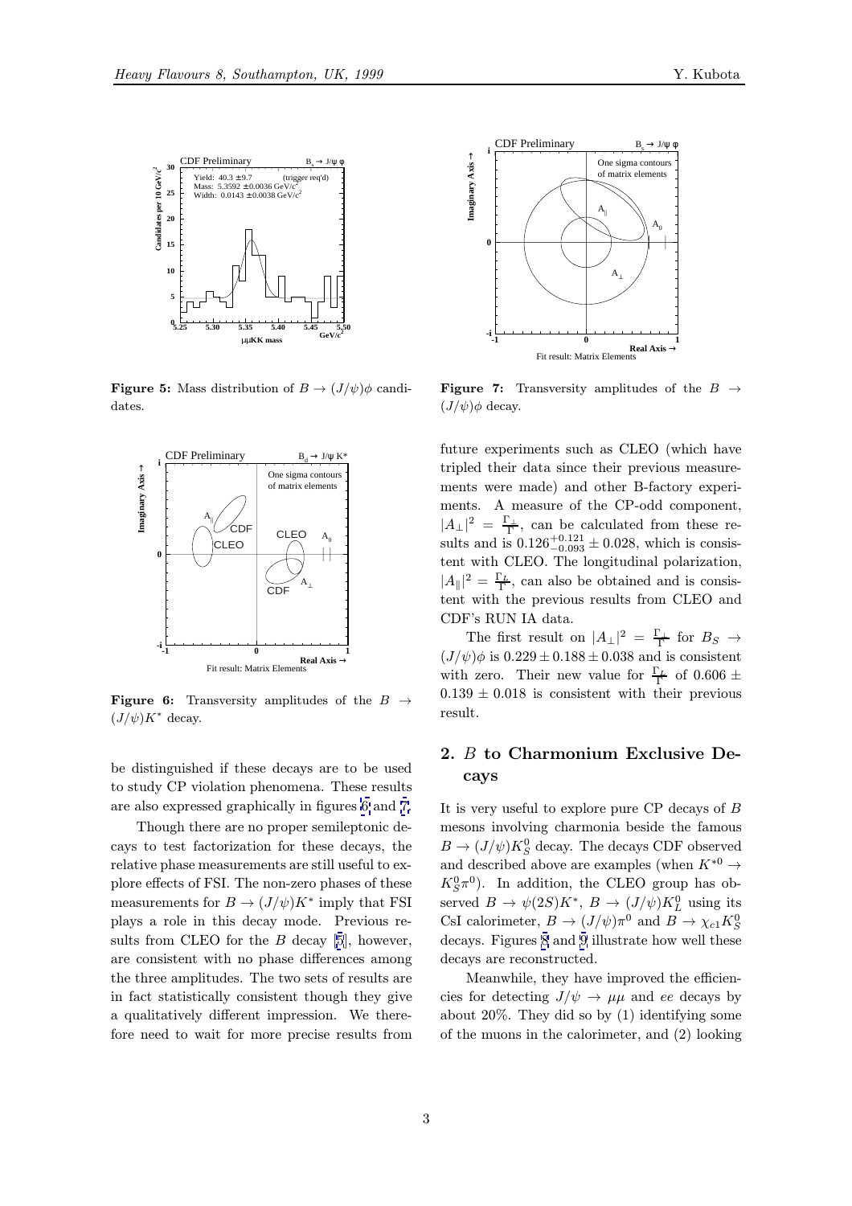**Figure 5:** Mass distribution of $B \to (J/\psi)\phi$ candidates.

**Figure 6:** Transversity amplitudes of the $B \to (J/\psi)K^*$ decay.

be distinguished if these decays are to be used to study CP violation phenomena. These results are also expressed graphically in figures 6 and 7.

Though there are no proper semileptonic decays to test factorization for these decays, the relative phase measurements are still useful to explore effects of FSI. The non-zero phases of these measurements for $B \to (J/\psi)K^*$ imply that FSI plays a role in this decay mode. Previous results from CLEO for the $B$ decay [5], however, are consistent with no phase differences among the three amplitudes. The two sets of results are in fact statistically consistent though they give a qualitatively different impression. We therefore need to wait for more precise results from future experiments such as CLEO (which have tripled their data since their previous measurements were made) and other B-factory experiments. A measure of the CP-odd component, $|A_\perp|^2 = \frac{\Gamma_\perp}{\Gamma}$, can be calculated from these results and is $0.126^{+0.121}_{-0.093} \pm 0.028$, which is consistent with CLEO. The longitudinal polarization, $|A_\parallel|^2 = \frac{\Gamma_L}{\Gamma}$, can also be obtained and is consistent with the previous results from CLEO and CDF's RUN IA data.

**Figure 7:** Transversity amplitudes of the $B \to (J/\psi)\phi$ decay.

The first result on $|A_\perp|^2 = \frac{\Gamma_\perp}{\Gamma}$ for $B_S \to (J/\psi)\phi$ is $0.229 \pm 0.188 \pm 0.038$ and is consistent with zero. Their new value for $\frac{\Gamma_L}{\Gamma}$ of $0.606 \pm 0.139 \pm 0.018$ is consistent with their previous result.

## 2. $B$ to Charmonium Exclusive Decays

It is very useful to explore pure CP decays of $B$ mesons involving charmonia beside the famous $B \to (J/\psi)K_S^0$ decay. The decays CDF observed and described above are examples (when $K^{*0} \to K_S^0\pi^0$). In addition, the CLEO group has observed $B \to \psi(2S)K^*$, $B \to (J/\psi)K_L^0$ using its CsI calorimeter, $B \to (J/\psi)\pi^0$ and $B \to \chi_{c1}K_S^0$ decays. Figures 8 and 9 illustrate how well these decays are reconstructed.

Meanwhile, they have improved the efficiencies for detecting $J/\psi \to \mu\mu$ and $ee$ decays by about 20%. They did so by (1) identifying some of the muons in the calorimeter, and (2) looking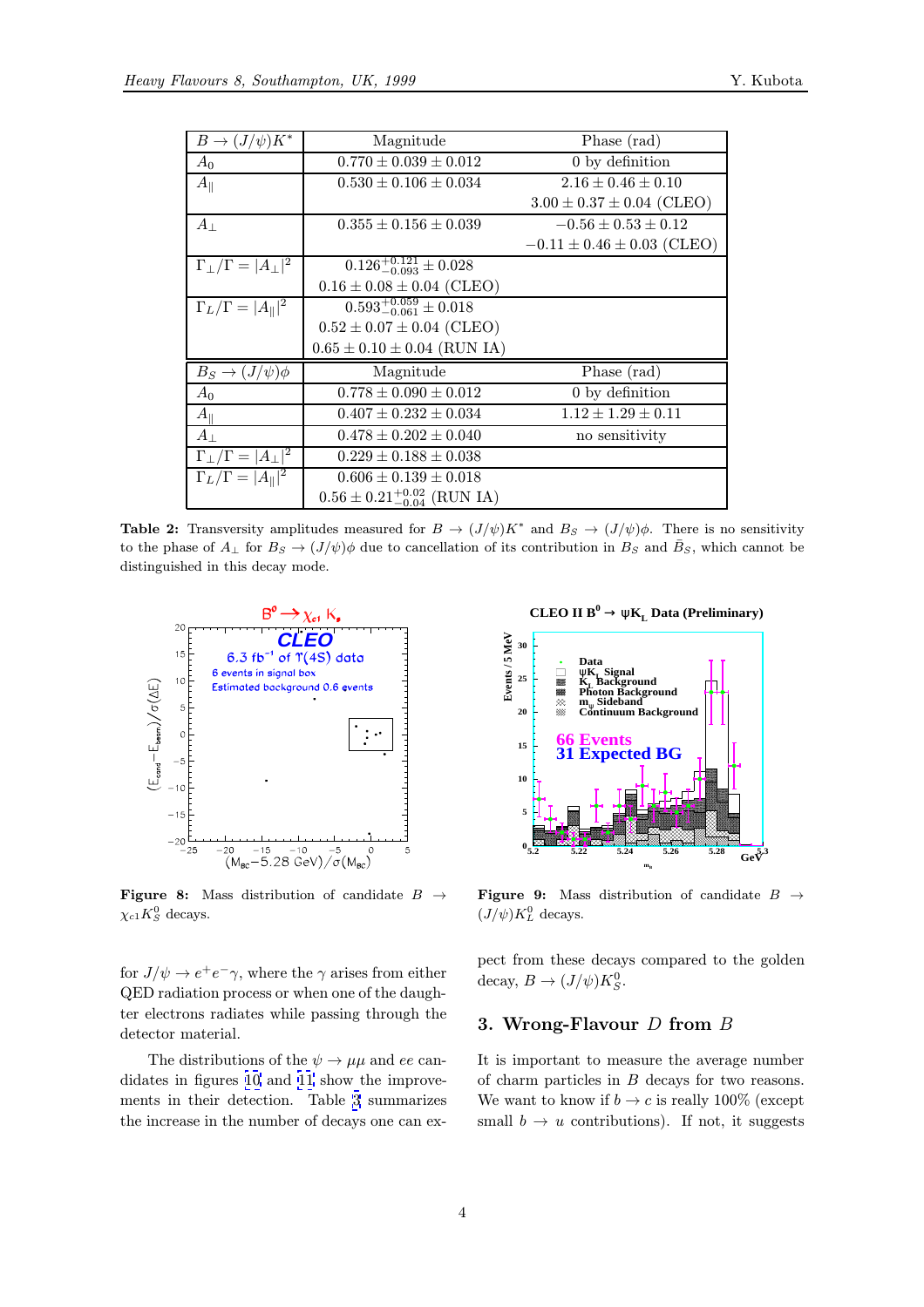| $B \to (J/\psi)K^*$ | Magnitude | Phase (rad) |
|---|---|---|
| $A_0$ | $0.770 \pm 0.039 \pm 0.012$ | 0 by definition |
| $A_\parallel$ | $0.530 \pm 0.106 \pm 0.034$ | $2.16 \pm 0.46 \pm 0.10$ |
| | | $3.00 \pm 0.37 \pm 0.04$ (CLEO) |
| $A_\perp$ | $0.355 \pm 0.156 \pm 0.039$ | $-0.56 \pm 0.53 \pm 0.12$ |
| | | $-0.11 \pm 0.46 \pm 0.03$ (CLEO) |
| $\Gamma_\perp/\Gamma = \lvert A_\perp\rvert^2$ | $0.126^{+0.121}_{-0.093} \pm 0.028$ | |
| | $0.16 \pm 0.08 \pm 0.04$ (CLEO) | |
| $\Gamma_L/\Gamma = \lvert A_\parallel\rvert^2$ | $0.593^{+0.059}_{-0.061} \pm 0.018$ | |
| | $0.52 \pm 0.07 \pm 0.04$ (CLEO) | |
| | $0.65 \pm 0.10 \pm 0.04$ (RUN IA) | |
| $B_S \to (J/\psi)\phi$ | Magnitude | Phase (rad) |
| $A_0$ | $0.778 \pm 0.090 \pm 0.012$ | 0 by definition |
| $A_\parallel$ | $0.407 \pm 0.232 \pm 0.034$ | $1.12 \pm 1.29 \pm 0.11$ |
| $A_\perp$ | $0.478 \pm 0.202 \pm 0.040$ | no sensitivity |
| $\Gamma_\perp/\Gamma = \lvert A_\perp\rvert^2$ | $0.229 \pm 0.188 \pm 0.038$ | |
| $\Gamma_L/\Gamma = \lvert A_\parallel\rvert^2$ | $0.606 \pm 0.139 \pm 0.018$ | |
| | $0.56 \pm 0.21^{+0.02}_{-0.04}$ (RUN IA) | |

**Table 2:** Transversity amplitudes measured for $B \to (J/\psi)K^*$ and $B_S \to (J/\psi)\phi$. There is no sensitivity to the phase of $A_\perp$ for $B_S \to (J/\psi)\phi$ due to cancellation of its contribution in $B_S$ and $\bar{B}_S$, which cannot be distinguished in this decay mode.

**Figure 8:** Mass distribution of candidate $B \to \chi_{c1} K^0_S$ decays.

**Figure 9:** Mass distribution of candidate $B \to (J/\psi)K^0_L$ decays.

for $J/\psi \to e^+e^-\gamma$, where the $\gamma$ arises from either QED radiation process or when one of the daughter electrons radiates while passing through the detector material.

The distributions of the $\psi \to \mu\mu$ and $ee$ candidates in figures 10 and 11 show the improvements in their detection. Table 3 summarizes the increase in the number of decays one can expect from these decays compared to the golden decay, $B \to (J/\psi)K^0_S$.

## 3. Wrong-Flavour $D$ from $B$

It is important to measure the average number of charm particles in $B$ decays for two reasons. We want to know if $b \to c$ is really 100% (except small $b \to u$ contributions). If not, it suggests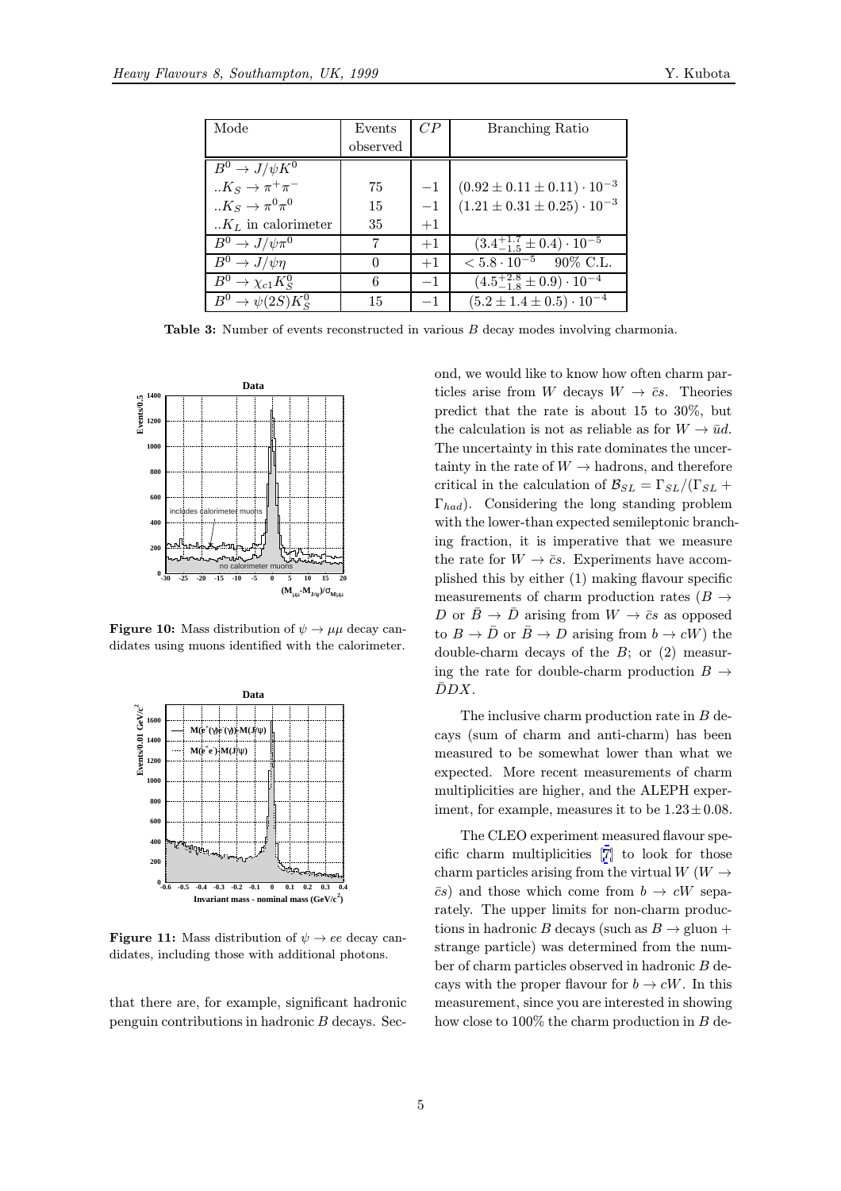| Mode | Events observed | $CP$ | Branching Ratio |
|---|---|---|---|
| $B^0 \to J/\psi K^0$ | | | |
| $..K_S \to \pi^+\pi^-$ | 75 | $-1$ | $(0.92 \pm 0.11 \pm 0.11) \cdot 10^{-3}$ |
| $..K_S \to \pi^0\pi^0$ | 15 | $-1$ | $(1.21 \pm 0.31 \pm 0.25) \cdot 10^{-3}$ |
| $..K_L$ in calorimeter | 35 | $+1$ | |
| $B^0 \to J/\psi\pi^0$ | 7 | $+1$ | $(3.4^{+1.7}_{-1.5} \pm 0.4) \cdot 10^{-5}$ |
| $B^0 \to J/\psi\eta$ | 0 | $+1$ | $< 5.8 \cdot 10^{-5}$ 90% C.L. |
| $B^0 \to \chi_{c1}K_S^0$ | 6 | $-1$ | $(4.5^{+2.8}_{-1.8} \pm 0.9) \cdot 10^{-4}$ |
| $B^0 \to \psi(2S)K_S^0$ | 15 | $-1$ | $(5.2 \pm 1.4 \pm 0.5) \cdot 10^{-4}$ |

**Table 3:** Number of events reconstructed in various $B$ decay modes involving charmonia.

**Figure 10:** Mass distribution of $\psi \to \mu\mu$ decay candidates using muons identified with the calorimeter.

**Figure 11:** Mass distribution of $\psi \to ee$ decay candidates, including those with additional photons.

that there are, for example, significant hadronic penguin contributions in hadronic $B$ decays. Second, we would like to know how often charm particles arise from $W$ decays $W \to \bar{c}s$. Theories predict that the rate is about 15 to 30%, but the calculation is not as reliable as for $W \to \bar{u}d$. The uncertainty in this rate dominates the uncertainty in the rate of $W \to$ hadrons, and therefore critical in the calculation of $\mathcal{B}_{SL} = \Gamma_{SL}/(\Gamma_{SL} + \Gamma_{had})$. Considering the long standing problem with the lower-than expected semileptonic branching fraction, it is imperative that we measure the rate for $W \to \bar{c}s$. Experiments have accomplished this by either (1) making flavour specific measurements of charm production rates ($B \to D$ or $\bar{B} \to \bar{D}$ arising from $W \to \bar{c}s$ as opposed to $B \to \bar{D}$ or $\bar{B} \to D$ arising from $b \to cW$) the double-charm decays of the $B$; or (2) measuring the rate for double-charm production $B \to \bar{D}DX$.

The inclusive charm production rate in $B$ decays (sum of charm and anti-charm) has been measured to be somewhat lower than what we expected. More recent measurements of charm multiplicities are higher, and the ALEPH experiment, for example, measures it to be $1.23 \pm 0.08$.

The CLEO experiment measured flavour specific charm multiplicities [7] to look for those charm particles arising from the virtual $W$ ($W \to \bar{c}s$) and those which come from $b \to cW$ separately. The upper limits for non-charm productions in hadronic $B$ decays (such as $B \to$ gluon + strange particle) was determined from the number of charm particles observed in hadronic $B$ decays with the proper flavour for $b \to cW$. In this measurement, since you are interested in showing how close to 100% the charm production in $B$ de-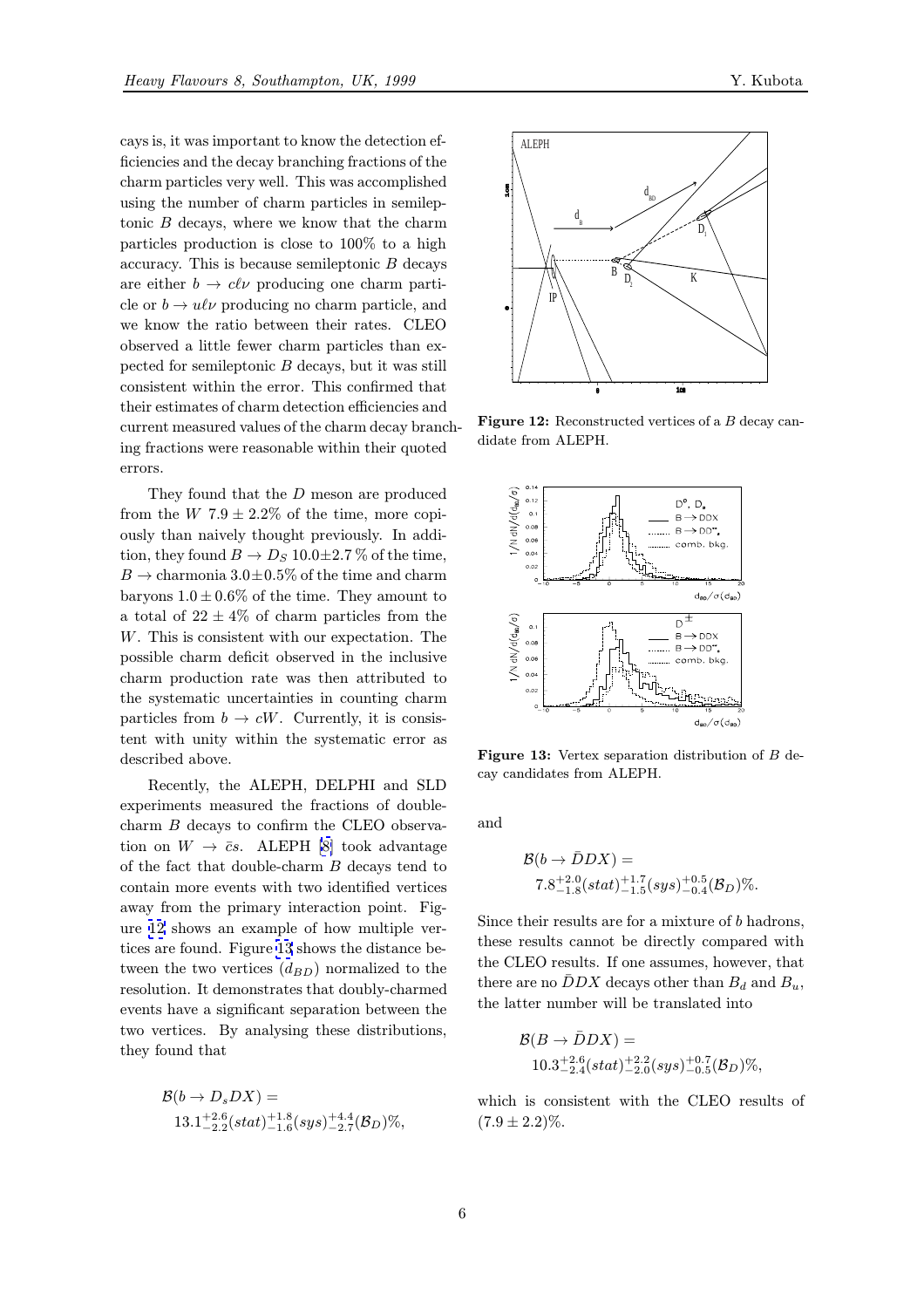cays is, it was important to know the detection efficiencies and the decay branching fractions of the charm particles very well. This was accomplished using the number of charm particles in semileptonic $B$ decays, where we know that the charm particles production is close to 100% to a high accuracy. This is because semileptonic $B$ decays are either $b \to c\ell\nu$ producing one charm particle or $b \to u\ell\nu$ producing no charm particle, and we know the ratio between their rates. CLEO observed a little fewer charm particles than expected for semileptonic $B$ decays, but it was still consistent within the error. This confirmed that their estimates of charm detection efficiencies and current measured values of the charm decay branching fractions were reasonable within their quoted errors.

They found that the $D$ meson are produced from the $W$ $7.9 \pm 2.2\%$ of the time, more copiously than naively thought previously. In addition, they found $B \to D_S$ $10.0 \pm 2.7$ % of the time, $B \to$ charmonia $3.0 \pm 0.5\%$ of the time and charm baryons $1.0 \pm 0.6\%$ of the time. They amount to a total of $22 \pm 4\%$ of charm particles from the $W$. This is consistent with our expectation. The possible charm deficit observed in the inclusive charm production rate was then attributed to the systematic uncertainties in counting charm particles from $b \to cW$. Currently, it is consistent with unity within the systematic error as described above.

Recently, the ALEPH, DELPHI and SLD experiments measured the fractions of double-charm $B$ decays to confirm the CLEO observation on $W \to \bar{c}s$. ALEPH [8] took advantage of the fact that double-charm $B$ decays tend to contain more events with two identified vertices away from the primary interaction point. Figure 12 shows an example of how multiple vertices are found. Figure 13 shows the distance between the two vertices ($d_{BD}$) normalized to the resolution. It demonstrates that doubly-charmed events have a significant separation between the two vertices. By analysing these distributions, they found that

$$\mathcal{B}(b \to D_s D X) = 13.1^{+2.6}_{-2.2}(stat)^{+1.8}_{-1.6}(sys)^{+4.4}_{-2.7}(\mathcal{B}_D)\%,$$

**Figure 12:** Reconstructed vertices of a $B$ decay candidate from ALEPH.

**Figure 13:** Vertex separation distribution of $B$ decay candidates from ALEPH.

and

$$\mathcal{B}(b \to \bar{D} D X) = 7.8^{+2.0}_{-1.8}(stat)^{+1.7}_{-1.5}(sys)^{+0.5}_{-0.4}(\mathcal{B}_D)\%.$$

Since their results are for a mixture of $b$ hadrons, these results cannot be directly compared with the CLEO results. If one assumes, however, that there are no $\bar{D}DX$ decays other than $B_d$ and $B_u$, the latter number will be translated into

$$\mathcal{B}(B \to \bar{D} D X) = 10.3^{+2.6}_{-2.4}(stat)^{+2.2}_{-2.0}(sys)^{+0.7}_{-0.5}(\mathcal{B}_D)\%,$$

which is consistent with the CLEO results of $(7.9 \pm 2.2)\%$.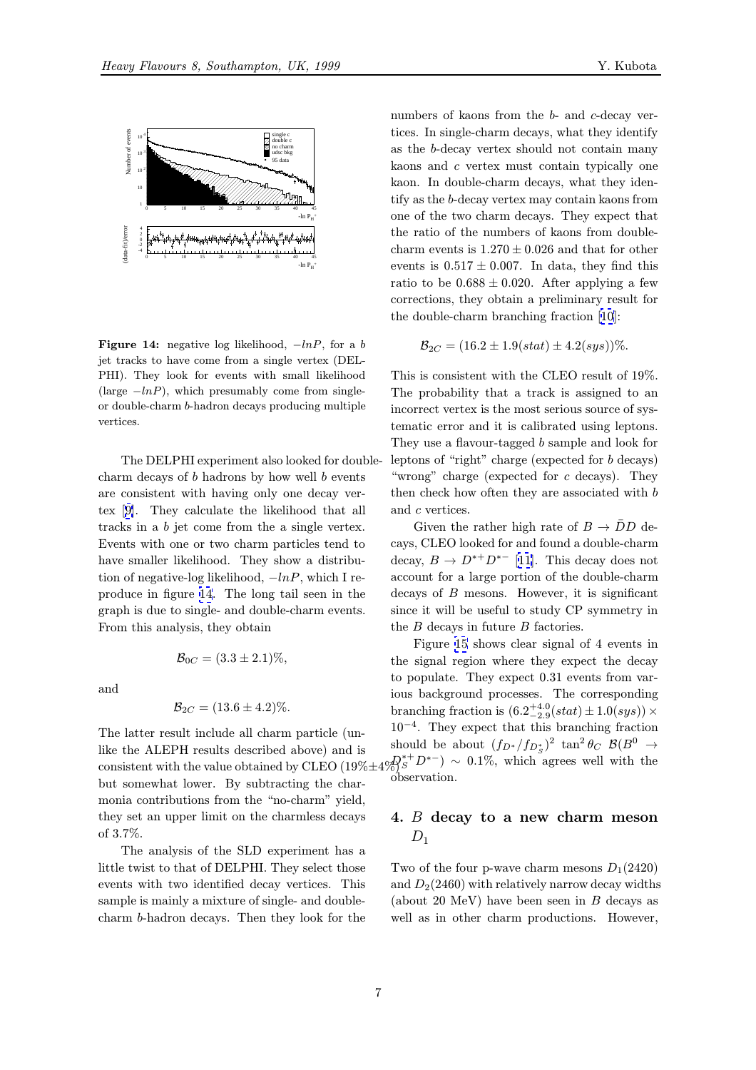**Figure 14:** negative log likelihood, $-lnP$, for a $b$ jet tracks to have come from a single vertex (DELPHI). They look for events with small likelihood (large $-lnP$), which presumably come from single- or double-charm $b$-hadron decays producing multiple vertices.

The DELPHI experiment also looked for double-charm decays of $b$ hadrons by how well $b$ events are consistent with having only one decay vertex [9]. They calculate the likelihood that all tracks in a $b$ jet come from the a single vertex. Events with one or two charm particles tend to have smaller likelihood. They show a distribution of negative-log likelihood, $-lnP$, which I reproduce in figure 14. The long tail seen in the graph is due to single- and double-charm events. From this analysis, they obtain

$$\mathcal{B}_{0C} = (3.3 \pm 2.1)\%,$$

and

$$\mathcal{B}_{2C} = (13.6 \pm 4.2)\%.$$

The latter result include all charm particle (unlike the ALEPH results described above) and is consistent with the value obtained by CLEO (19%±4%) but somewhat lower. By subtracting the charmonia contributions from the "no-charm" yield, they set an upper limit on the charmless decays of 3.7%.

The analysis of the SLD experiment has a little twist to that of DELPHI. They select those events with two identified decay vertices. This sample is mainly a mixture of single- and double-charm $b$-hadron decays. Then they look for the numbers of kaons from the $b$- and $c$-decay vertices. In single-charm decays, what they identify as the $b$-decay vertex should not contain many kaons and $c$ vertex must contain typically one kaon. In double-charm decays, what they identify as the $b$-decay vertex may contain kaons from one of the two charm decays. They expect that the ratio of the numbers of kaons from double-charm events is $1.270 \pm 0.026$ and that for other events is $0.517 \pm 0.007$. In data, they find this ratio to be $0.688 \pm 0.020$. After applying a few corrections, they obtain a preliminary result for the double-charm branching fraction [10]:

$$\mathcal{B}_{2C} = (16.2 \pm 1.9(stat) \pm 4.2(sys))\%.$$

This is consistent with the CLEO result of 19%. The probability that a track is assigned to an incorrect vertex is the most serious source of systematic error and it is calibrated using leptons. They use a flavour-tagged $b$ sample and look for leptons of "right" charge (expected for $b$ decays) "wrong" charge (expected for $c$ decays). They then check how often they are associated with $b$ and $c$ vertices.

Given the rather high rate of $B \to \bar{D}D$ decays, CLEO looked for and found a double-charm decay, $B \to D^{*+}D^{*-}$ [11]. This decay does not account for a large portion of the double-charm decays of $B$ mesons. However, it is significant since it will be useful to study CP symmetry in the $B$ decays in future $B$ factories.

Figure 15 shows clear signal of 4 events in the signal region where they expect the decay to populate. They expect 0.31 events from various background processes. The corresponding branching fraction is $(6.2^{+4.0}_{-2.9}(stat) \pm 1.0(sys)) \times 10^{-4}$. They expect that this branching fraction should be about $(f_{D^*}/f_{D^*_S})^2 \tan^2\theta_C \; \mathcal{B}(B^0 \to D^{*+}_S D^{*-}) \sim 0.1\%$, which agrees well with the observation.

## 4. $B$ decay to a new charm meson $D_1$

Two of the four p-wave charm mesons $D_1(2420)$ and $D_2(2460)$ with relatively narrow decay widths (about 20 MeV) have been seen in $B$ decays as well as in other charm productions. However,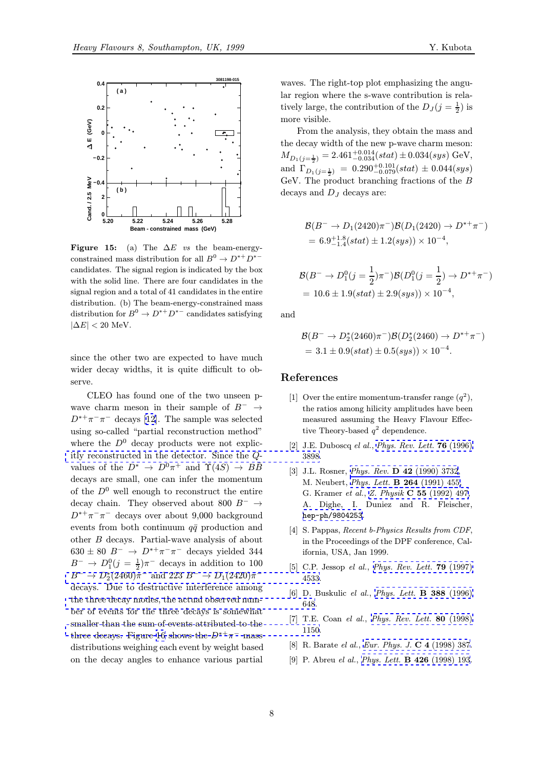**Figure 15:** (a) The $\Delta E$ *vs* the beam-energy-constrained mass distribution for all $B^0 \to D^{*+}D^{*-}$ candidates. The signal region is indicated by the box with the solid line. There are four candidates in the signal region and a total of 41 candidates in the entire distribution. (b) The beam-energy-constrained mass distribution for $B^0 \to D^{*+}D^{*-}$ candidates satisfying $|\Delta E| < 20$ MeV.

since the other two are expected to have much wider decay widths, it is quite difficult to observe.

CLEO has found one of the two unseen p-wave charm meson in their sample of $B^- \to D^{*+}\pi^-\pi^-$ decays [12]. The sample was selected using so-called "partial reconstruction method" where the $D^0$ decay products were not explicitly reconstructed in the detector. Since the $Q$-values of the $D^* \to D^0\pi^+$ and $\Upsilon(4S) \to B\bar{B}$ decays are small, one can infer the momentum of the $D^0$ well enough to reconstruct the entire decay chain. They observed about 800 $B^- \to D^{*+}\pi^-\pi^-$ decays over about 9,000 background events from both continuum $q\bar{q}$ production and other $B$ decays. Partial-wave analysis of about $630 \pm 80$ $B^- \to D^{*+}\pi^-\pi^-$ decays yielded 344 $B^- \to D_1^0(j=\frac{1}{2})\pi^-$ decays in addition to 100 $B^- \to D_2^*(2460)\pi^-$ and 223 $B^- \to D_1(2420)\pi^-$ decays. Due to destructive interference among the three decay modes, the actual observed number of events for the three decays is somewhat smaller than the sum of events attributed to the three decays. Figure 16 shows the $D^{*+}\pi^-$ mass distributions weighing each event by weight based on the decay angles to enhance various partial waves. The right-top plot emphasizing the angular region where the s-wave contribution is relatively large, the contribution of the $D_J(j=\frac{1}{2})$ is more visible.

From the analysis, they obtain the mass and the decay width of the new p-wave charm meson: $M_{D_1(j=\frac{1}{2})} = 2.461^{+0.014}_{-0.034}(stat) \pm 0.034(sys)$ GeV, and $\Gamma_{D_1(j=\frac{1}{2})} = 0.290^{+0.101}_{-0.079}(stat) \pm 0.044(sys)$ GeV. The product branching fractions of the $B$ decays and $D_J$ decays are:

$$
\begin{aligned}
&\mathcal{B}(B^- \to D_1(2420)\pi^-)\mathcal{B}(D_1(2420) \to D^{*+}\pi^-) \\
&= 6.9^{+1.8}_{-1.4}(stat) \pm 1.2(sys)) \times 10^{-4},
\end{aligned}
$$

$$
\begin{aligned}
&\mathcal{B}(B^- \to D_1^0(j=\frac{1}{2})\pi^-)\mathcal{B}(D_1^0(j=\frac{1}{2}) \to D^{*+}\pi^-) \\
&= 10.6 \pm 1.9(stat) \pm 2.9(sys)) \times 10^{-4},
\end{aligned}
$$

and

$$
\begin{aligned}
&\mathcal{B}(B^- \to D_2^*(2460)\pi^-)\mathcal{B}(D_2^*(2460) \to D^{*+}\pi^-) \\
&= 3.1 \pm 0.9(stat) \pm 0.5(sys)) \times 10^{-4}.
\end{aligned}
$$

## References

[1] Over the entire momentum-transfer range ($q^2$), the ratios among hilicity amplitudes have been measured assuming the Heavy Flavour Effective Theory-based $q^2$ dependence.

[2] J.E. Duboscq *et al.*, *Phys. Rev. Lett.* **76** (1996) 3898.

[3] J.L. Rosner, *Phys. Rev.* **D 42** (1990) 3732, M. Neubert, *Phys. Lett.* **B 264** (1991) 455, G. Kramer *et al.*, *Z. Physik* **C 55** (1992) 497, A. Dighe, I. Duniez and R. Fleischer, hep-ph/9804253.

[4] S. Pappas, *Recent b-Physics Results from CDF*, in the Proceedings of the DPF conference, California, USA, Jan 1999.

[5] C.P. Jessop *el al.*, *Phys. Rev. Lett.* **79** (1997) 4533.

[6] D. Buskulic *et al.*, *Phys. Lett.* **B 388** (1996) 648.

[7] T.E. Coan *el al.*, *Phys. Rev. Lett.* **80** (1998) 1150.

[8] R. Barate *el al.*, *Eur. Phys. J.* **C 4** (1998) 387.

[9] P. Abreu *el al.*, *Phys. Lett.* **B 426** (1998) 193.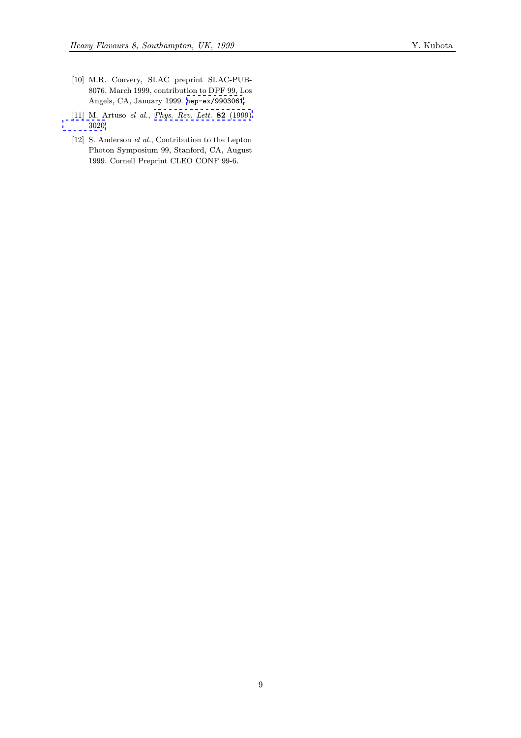[10] M.R. Convery, SLAC preprint SLAC-PUB-8076, March 1999, contribution to DPF 99, Los Angels, CA, January 1999. hep-ex/9903061.

[11] M. Artuso *el al.*, *Phys. Rev. Lett.* **82** (1999) 3020.

[12] S. Anderson *el al.*, Contribution to the Lepton Photon Symposium 99, Stanford, CA, August 1999. Cornell Preprint CLEO CONF 99-6.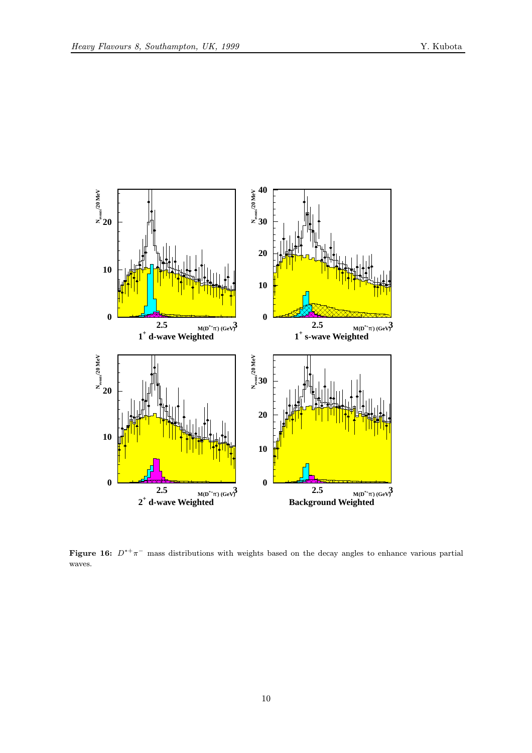$N_{events}$/20 MeV

20

10

0

2.5

$M(D^{*+}\pi)$ (GeV)

3

$1^+$ d-wave Weighted

$N_{events}$/20 MeV

40

30

20

10

0

2.5

$M(D^{*+}\pi)$ (GeV)

3

$1^+$ s-wave Weighted

$N_{events}$/20 MeV

20

10

0

2.5

$M(D^{*+}\pi)$ (GeV)

3

$2^+$ d-wave Weighted

$N_{events}$/20 MeV

30

20

10

0

2.5

$M(D^{*+}\pi)$ (GeV)

3

Background Weighted

**Figure 16:** $D^{*+}\pi^-$ mass distributions with weights based on the decay angles to enhance various partial waves.